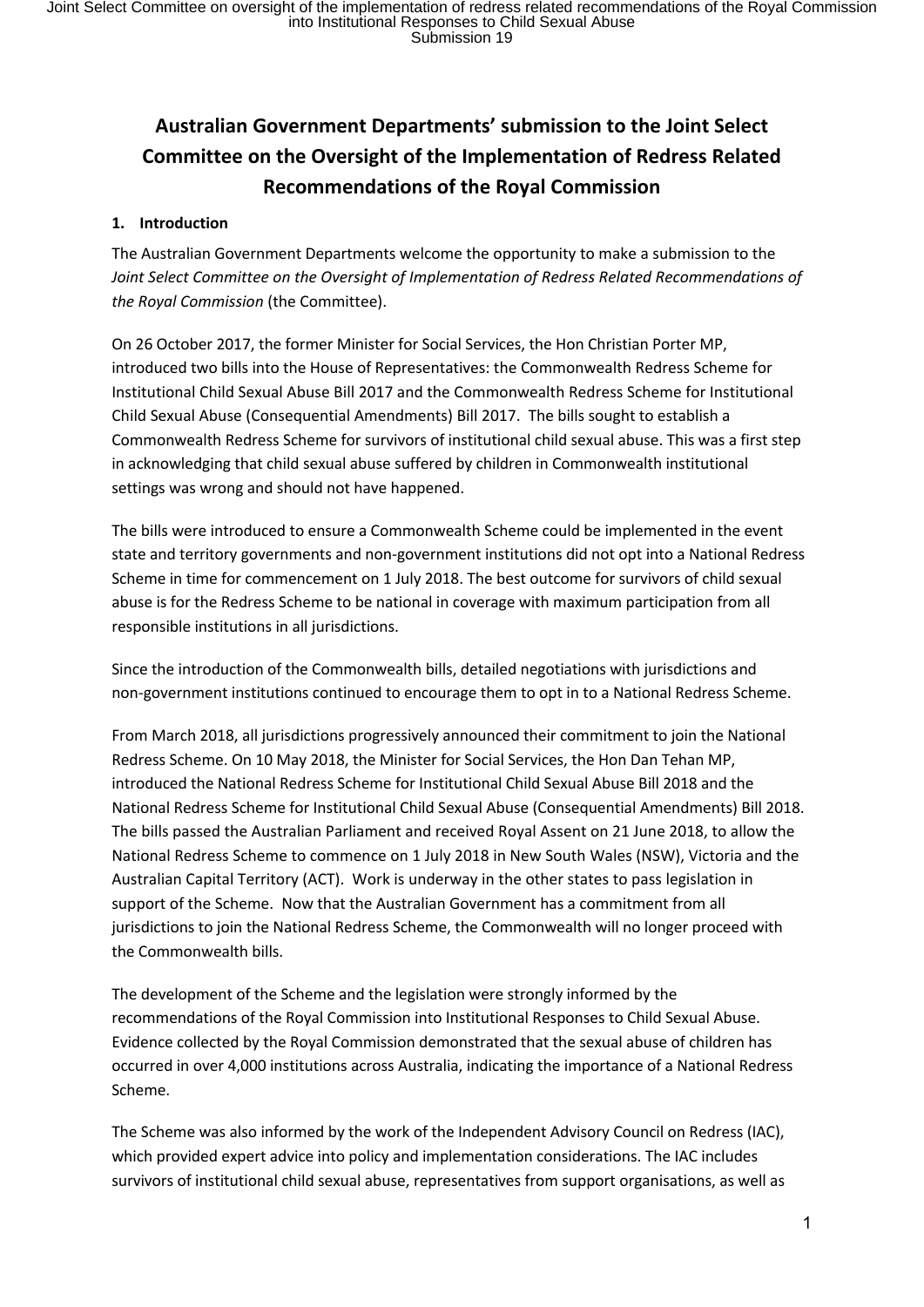# Australian Government Departments' submission to the Joint Select Committee on the Oversight of the Implementation of Redress Related Recommendations of the Royal Commission

## 1. Introduction

The Australian Government Departments welcome the opportunity to make a submission to the *Joint Select Committee on the Oversight of Implementation of Redress Related Recommendations of the Royal Commission* (the Committee).

On 26 October 2017, the former Minister for Social Services, the Hon Christian Porter MP, introduced two bills into the House of Representatives: the Commonwealth Redress Scheme for Institutional Child Sexual Abuse Bill 2017 and the Commonwealth Redress Scheme for Institutional Child Sexual Abuse (Consequential Amendments) Bill 2017. The bills sought to establish a Commonwealth Redress Scheme for survivors of institutional child sexual abuse. This was a first step in acknowledging that child sexual abuse suffered by children in Commonwealth institutional settings was wrong and should not have happened.

The bills were introduced to ensure a Commonwealth Scheme could be implemented in the event state and territory governments and non-government institutions did not opt into a National Redress Scheme in time for commencement on 1 July 2018. The best outcome for survivors of child sexual abuse is for the Redress Scheme to be national in coverage with maximum participation from all responsible institutions in all jurisdictions.

Since the introduction of the Commonwealth bills, detailed negotiations with jurisdictions and non-government institutions continued to encourage them to opt in to a National Redress Scheme.

From March 2018, all jurisdictions progressively announced their commitment to join the National Redress Scheme. On 10 May 2018, the Minister for Social Services, the Hon Dan Tehan MP, introduced the National Redress Scheme for Institutional Child Sexual Abuse Bill 2018 and the National Redress Scheme for Institutional Child Sexual Abuse (Consequential Amendments) Bill 2018. The bills passed the Australian Parliament and received Royal Assent on 21 June 2018, to allow the National Redress Scheme to commence on 1 July 2018 in New South Wales (NSW), Victoria and the Australian Capital Territory (ACT). Work is underway in the other states to pass legislation in support of the Scheme. Now that the Australian Government has a commitment from all jurisdictions to join the National Redress Scheme, the Commonwealth will no longer proceed with the Commonwealth bills.

The development of the Scheme and the legislation were strongly informed by the recommendations of the Royal Commission into Institutional Responses to Child Sexual Abuse. Evidence collected by the Royal Commission demonstrated that the sexual abuse of children has occurred in over 4,000 institutions across Australia, indicating the importance of a National Redress Scheme.

The Scheme was also informed by the work of the Independent Advisory Council on Redress (IAC), which provided expert advice into policy and implementation considerations. The IAC includes survivors of institutional child sexual abuse, representatives from support organisations, as well as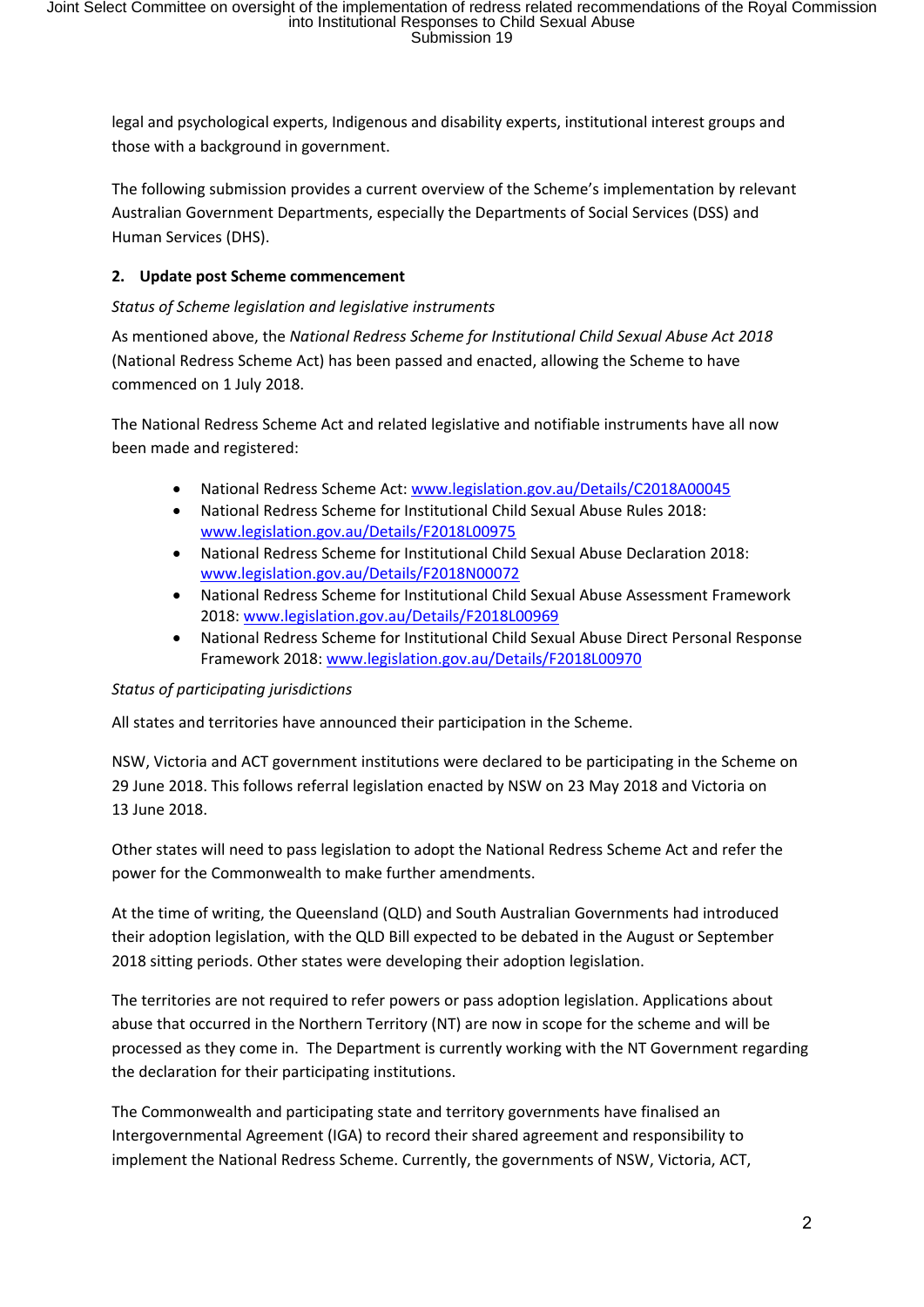legal and psychological experts, Indigenous and disability experts, institutional interest groups and those with a background in government.

The following submission provides a current overview of the Scheme's implementation by relevant Australian Government Departments, especially the Departments of Social Services (DSS) and Human Services (DHS).

## 2. Update post Scheme commencement

*Status of Scheme legislation and legislative instruments*

As mentioned above, the *National Redress Scheme for Institutional Child Sexual Abuse Act 2018* (National Redress Scheme Act) has been passed and enacted, allowing the Scheme to have commenced on 1 July 2018.

The National Redress Scheme Act and related legislative and notifiable instruments have all now been made and registered:

- National Redress Scheme Act: www.legislation.gov.au/Details/C2018A00045
- National Redress Scheme for Institutional Child Sexual Abuse Rules 2018: www.legislation.gov.au/Details/F2018L00975
- National Redress Scheme for Institutional Child Sexual Abuse Declaration 2018: www.legislation.gov.au/Details/F2018N00072
- National Redress Scheme for Institutional Child Sexual Abuse Assessment Framework 2018: www.legislation.gov.au/Details/F2018L00969
- National Redress Scheme for Institutional Child Sexual Abuse Direct Personal Response Framework 2018: www.legislation.gov.au/Details/F2018L00970

*Status of participating jurisdictions*

All states and territories have announced their participation in the Scheme.

NSW, Victoria and ACT government institutions were declared to be participating in the Scheme on 29 June 2018. This follows referral legislation enacted by NSW on 23 May 2018 and Victoria on 13 June 2018.

Other states will need to pass legislation to adopt the National Redress Scheme Act and refer the power for the Commonwealth to make further amendments.

At the time of writing, the Queensland (QLD) and South Australian Governments had introduced their adoption legislation, with the QLD Bill expected to be debated in the August or September 2018 sitting periods. Other states were developing their adoption legislation.

The territories are not required to refer powers or pass adoption legislation. Applications about abuse that occurred in the Northern Territory (NT) are now in scope for the scheme and will be processed as they come in. The Department is currently working with the NT Government regarding the declaration for their participating institutions.

The Commonwealth and participating state and territory governments have finalised an Intergovernmental Agreement (IGA) to record their shared agreement and responsibility to implement the National Redress Scheme. Currently, the governments of NSW, Victoria, ACT,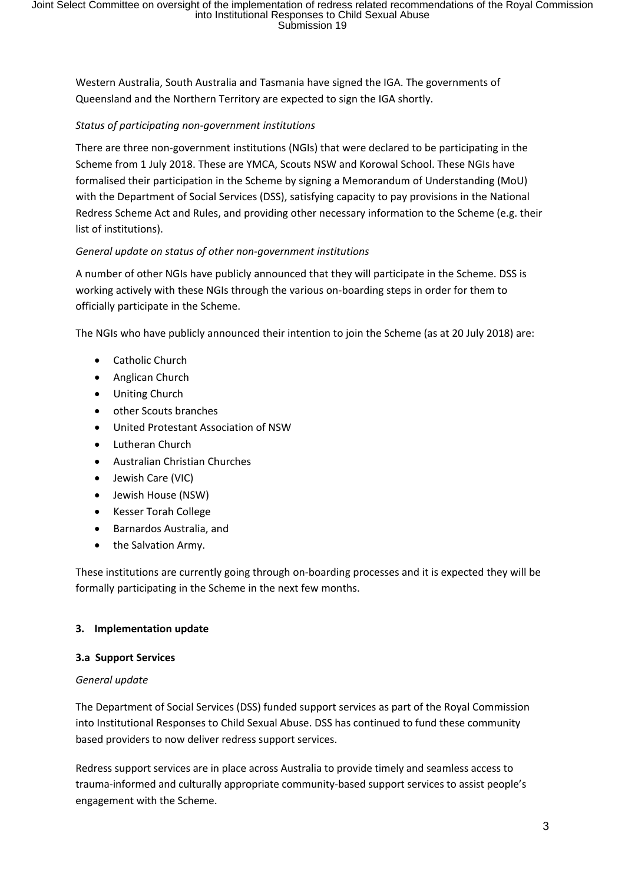Western Australia, South Australia and Tasmania have signed the IGA. The governments of Queensland and the Northern Territory are expected to sign the IGA shortly.

*Status of participating non-government institutions*

There are three non-government institutions (NGIs) that were declared to be participating in the Scheme from 1 July 2018. These are YMCA, Scouts NSW and Korowal School. These NGIs have formalised their participation in the Scheme by signing a Memorandum of Understanding (MoU) with the Department of Social Services (DSS), satisfying capacity to pay provisions in the National Redress Scheme Act and Rules, and providing other necessary information to the Scheme (e.g. their list of institutions).

*General update on status of other non-government institutions*

A number of other NGIs have publicly announced that they will participate in the Scheme. DSS is working actively with these NGIs through the various on-boarding steps in order for them to officially participate in the Scheme.

The NGIs who have publicly announced their intention to join the Scheme (as at 20 July 2018) are:

- Catholic Church
- Anglican Church
- Uniting Church
- other Scouts branches
- United Protestant Association of NSW
- Lutheran Church
- Australian Christian Churches
- Jewish Care (VIC)
- Jewish House (NSW)
- Kesser Torah College
- Barnardos Australia, and
- the Salvation Army.

These institutions are currently going through on-boarding processes and it is expected they will be formally participating in the Scheme in the next few months.

## 3. Implementation update

### 3.a Support Services

*General update*

The Department of Social Services (DSS) funded support services as part of the Royal Commission into Institutional Responses to Child Sexual Abuse. DSS has continued to fund these community based providers to now deliver redress support services.

Redress support services are in place across Australia to provide timely and seamless access to trauma-informed and culturally appropriate community-based support services to assist people's engagement with the Scheme.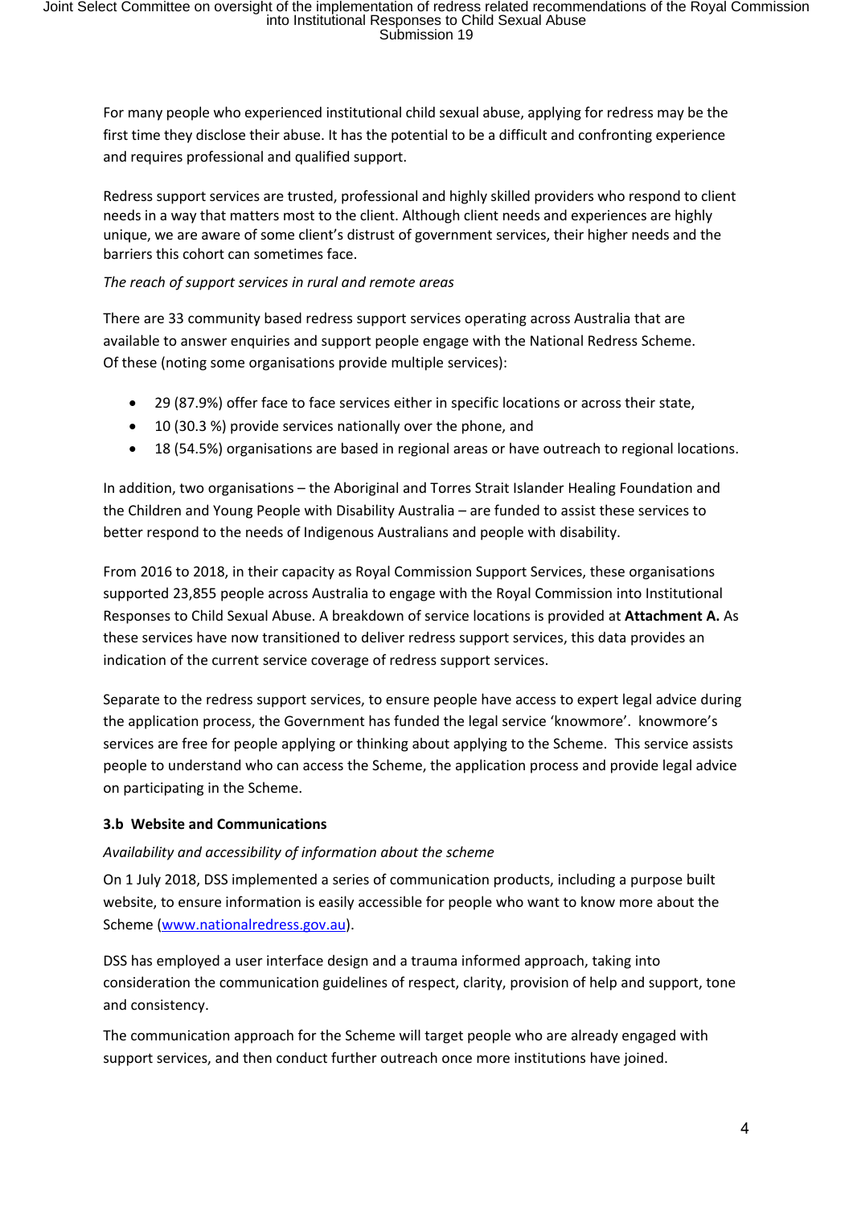For many people who experienced institutional child sexual abuse, applying for redress may be the first time they disclose their abuse. It has the potential to be a difficult and confronting experience and requires professional and qualified support.

Redress support services are trusted, professional and highly skilled providers who respond to client needs in a way that matters most to the client. Although client needs and experiences are highly unique, we are aware of some client's distrust of government services, their higher needs and the barriers this cohort can sometimes face.

*The reach of support services in rural and remote areas*

There are 33 community based redress support services operating across Australia that are available to answer enquiries and support people engage with the National Redress Scheme. Of these (noting some organisations provide multiple services):

- 29 (87.9%) offer face to face services either in specific locations or across their state,
- 10 (30.3 %) provide services nationally over the phone, and
- 18 (54.5%) organisations are based in regional areas or have outreach to regional locations.

In addition, two organisations – the Aboriginal and Torres Strait Islander Healing Foundation and the Children and Young People with Disability Australia – are funded to assist these services to better respond to the needs of Indigenous Australians and people with disability.

From 2016 to 2018, in their capacity as Royal Commission Support Services, these organisations supported 23,855 people across Australia to engage with the Royal Commission into Institutional Responses to Child Sexual Abuse. A breakdown of service locations is provided at **Attachment A.** As these services have now transitioned to deliver redress support services, this data provides an indication of the current service coverage of redress support services.

Separate to the redress support services, to ensure people have access to expert legal advice during the application process, the Government has funded the legal service 'knowmore'. knowmore's services are free for people applying or thinking about applying to the Scheme. This service assists people to understand who can access the Scheme, the application process and provide legal advice on participating in the Scheme.

### 3.b Website and Communications

*Availability and accessibility of information about the scheme*

On 1 July 2018, DSS implemented a series of communication products, including a purpose built website, to ensure information is easily accessible for people who want to know more about the Scheme (www.nationalredress.gov.au).

DSS has employed a user interface design and a trauma informed approach, taking into consideration the communication guidelines of respect, clarity, provision of help and support, tone and consistency.

The communication approach for the Scheme will target people who are already engaged with support services, and then conduct further outreach once more institutions have joined.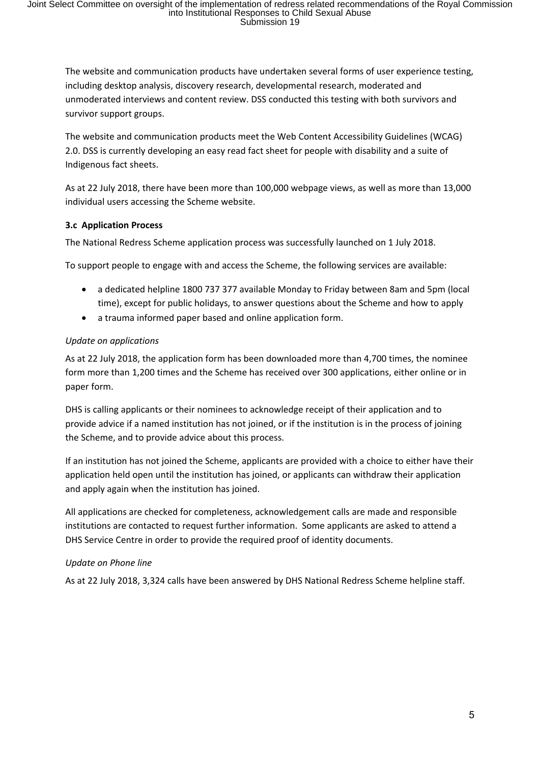The website and communication products have undertaken several forms of user experience testing, including desktop analysis, discovery research, developmental research, moderated and unmoderated interviews and content review. DSS conducted this testing with both survivors and survivor support groups.

The website and communication products meet the Web Content Accessibility Guidelines (WCAG) 2.0. DSS is currently developing an easy read fact sheet for people with disability and a suite of Indigenous fact sheets.

As at 22 July 2018, there have been more than 100,000 webpage views, as well as more than 13,000 individual users accessing the Scheme website.

**3.c Application Process**

The National Redress Scheme application process was successfully launched on 1 July 2018.

To support people to engage with and access the Scheme, the following services are available:

- a dedicated helpline 1800 737 377 available Monday to Friday between 8am and 5pm (local time), except for public holidays, to answer questions about the Scheme and how to apply
- a trauma informed paper based and online application form.

*Update on applications*

As at 22 July 2018, the application form has been downloaded more than 4,700 times, the nominee form more than 1,200 times and the Scheme has received over 300 applications, either online or in paper form.

DHS is calling applicants or their nominees to acknowledge receipt of their application and to provide advice if a named institution has not joined, or if the institution is in the process of joining the Scheme, and to provide advice about this process.

If an institution has not joined the Scheme, applicants are provided with a choice to either have their application held open until the institution has joined, or applicants can withdraw their application and apply again when the institution has joined.

All applications are checked for completeness, acknowledgement calls are made and responsible institutions are contacted to request further information. Some applicants are asked to attend a DHS Service Centre in order to provide the required proof of identity documents.

*Update on Phone line*

As at 22 July 2018, 3,324 calls have been answered by DHS National Redress Scheme helpline staff.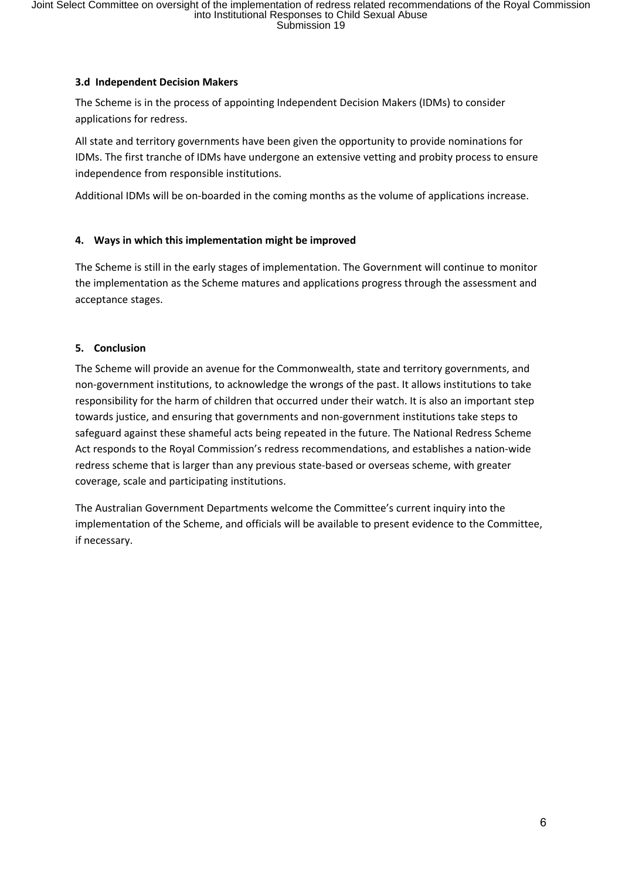### 3.d Independent Decision Makers

The Scheme is in the process of appointing Independent Decision Makers (IDMs) to consider applications for redress.

All state and territory governments have been given the opportunity to provide nominations for IDMs. The first tranche of IDMs have undergone an extensive vetting and probity process to ensure independence from responsible institutions.

Additional IDMs will be on-boarded in the coming months as the volume of applications increase.

## 4. Ways in which this implementation might be improved

The Scheme is still in the early stages of implementation. The Government will continue to monitor the implementation as the Scheme matures and applications progress through the assessment and acceptance stages.

## 5. Conclusion

The Scheme will provide an avenue for the Commonwealth, state and territory governments, and non-government institutions, to acknowledge the wrongs of the past. It allows institutions to take responsibility for the harm of children that occurred under their watch. It is also an important step towards justice, and ensuring that governments and non-government institutions take steps to safeguard against these shameful acts being repeated in the future. The National Redress Scheme Act responds to the Royal Commission's redress recommendations, and establishes a nation-wide redress scheme that is larger than any previous state-based or overseas scheme, with greater coverage, scale and participating institutions.

The Australian Government Departments welcome the Committee's current inquiry into the implementation of the Scheme, and officials will be available to present evidence to the Committee, if necessary.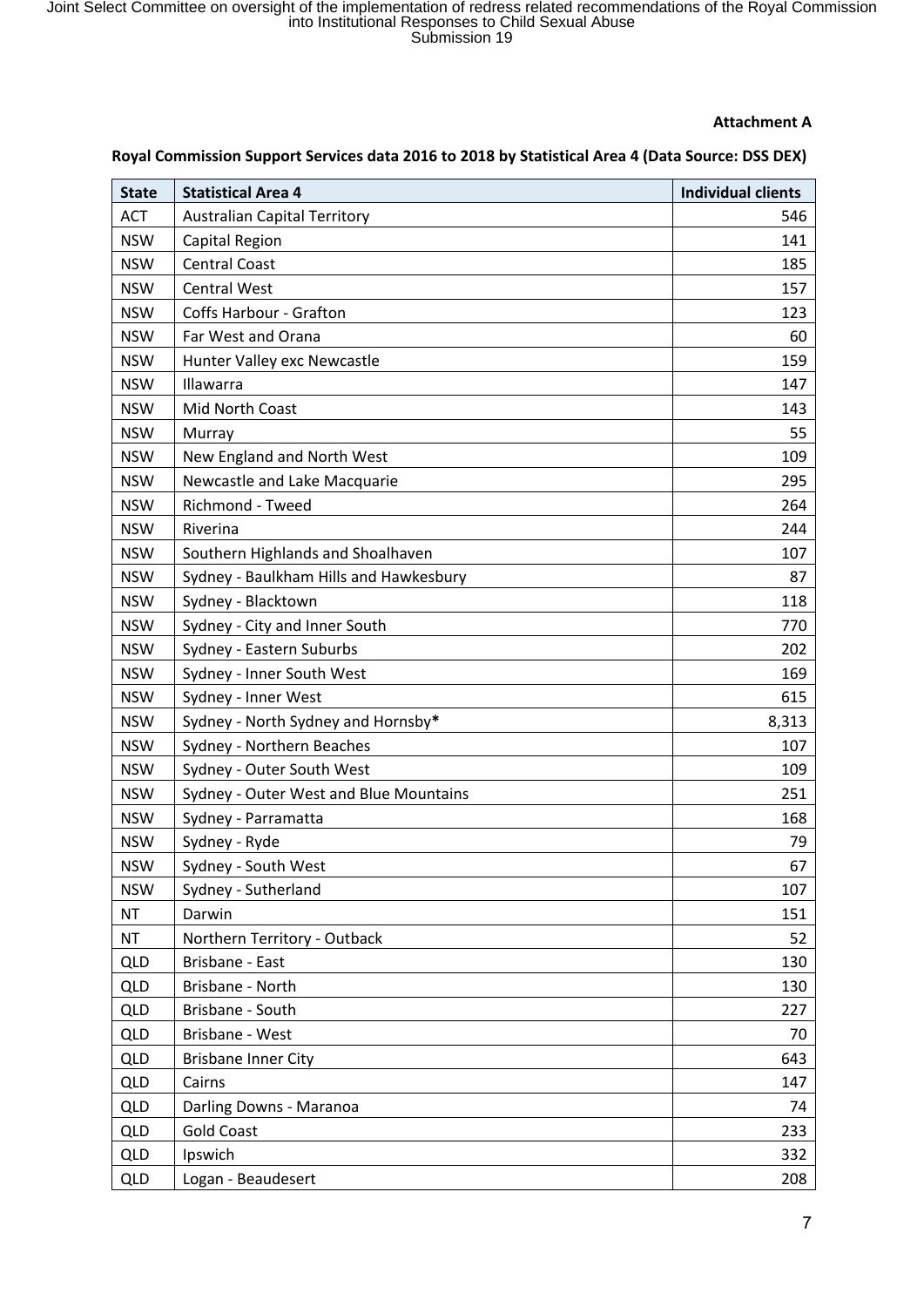**Attachment A**

**Royal Commission Support Services data 2016 to 2018 by Statistical Area 4 (Data Source: DSS DEX)**

| State | Statistical Area 4 | Individual clients |
|---|---|---|
| ACT | Australian Capital Territory | 546 |
| NSW | Capital Region | 141 |
| NSW | Central Coast | 185 |
| NSW | Central West | 157 |
| NSW | Coffs Harbour - Grafton | 123 |
| NSW | Far West and Orana | 60 |
| NSW | Hunter Valley exc Newcastle | 159 |
| NSW | Illawarra | 147 |
| NSW | Mid North Coast | 143 |
| NSW | Murray | 55 |
| NSW | New England and North West | 109 |
| NSW | Newcastle and Lake Macquarie | 295 |
| NSW | Richmond - Tweed | 264 |
| NSW | Riverina | 244 |
| NSW | Southern Highlands and Shoalhaven | 107 |
| NSW | Sydney - Baulkham Hills and Hawkesbury | 87 |
| NSW | Sydney - Blacktown | 118 |
| NSW | Sydney - City and Inner South | 770 |
| NSW | Sydney - Eastern Suburbs | 202 |
| NSW | Sydney - Inner South West | 169 |
| NSW | Sydney - Inner West | 615 |
| NSW | Sydney - North Sydney and Hornsby* | 8,313 |
| NSW | Sydney - Northern Beaches | 107 |
| NSW | Sydney - Outer South West | 109 |
| NSW | Sydney - Outer West and Blue Mountains | 251 |
| NSW | Sydney - Parramatta | 168 |
| NSW | Sydney - Ryde | 79 |
| NSW | Sydney - South West | 67 |
| NSW | Sydney - Sutherland | 107 |
| NT | Darwin | 151 |
| NT | Northern Territory - Outback | 52 |
| QLD | Brisbane - East | 130 |
| QLD | Brisbane - North | 130 |
| QLD | Brisbane - South | 227 |
| QLD | Brisbane - West | 70 |
| QLD | Brisbane Inner City | 643 |
| QLD | Cairns | 147 |
| QLD | Darling Downs - Maranoa | 74 |
| QLD | Gold Coast | 233 |
| QLD | Ipswich | 332 |
| QLD | Logan - Beaudesert | 208 |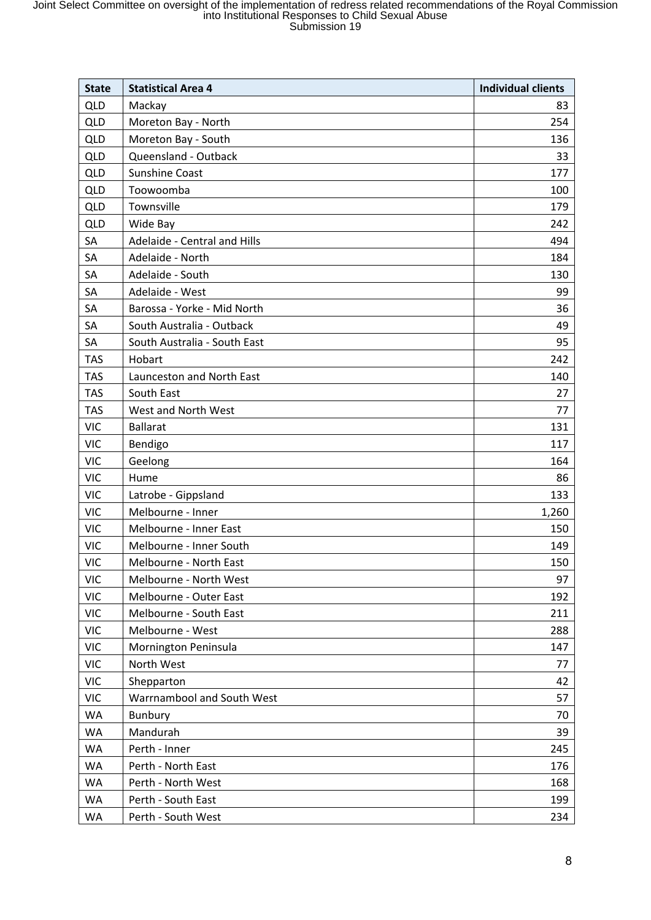| State | Statistical Area 4 | Individual clients |
|---|---|---|
| QLD | Mackay | 83 |
| QLD | Moreton Bay - North | 254 |
| QLD | Moreton Bay - South | 136 |
| QLD | Queensland - Outback | 33 |
| QLD | Sunshine Coast | 177 |
| QLD | Toowoomba | 100 |
| QLD | Townsville | 179 |
| QLD | Wide Bay | 242 |
| SA | Adelaide - Central and Hills | 494 |
| SA | Adelaide - North | 184 |
| SA | Adelaide - South | 130 |
| SA | Adelaide - West | 99 |
| SA | Barossa - Yorke - Mid North | 36 |
| SA | South Australia - Outback | 49 |
| SA | South Australia - South East | 95 |
| TAS | Hobart | 242 |
| TAS | Launceston and North East | 140 |
| TAS | South East | 27 |
| TAS | West and North West | 77 |
| VIC | Ballarat | 131 |
| VIC | Bendigo | 117 |
| VIC | Geelong | 164 |
| VIC | Hume | 86 |
| VIC | Latrobe - Gippsland | 133 |
| VIC | Melbourne - Inner | 1,260 |
| VIC | Melbourne - Inner East | 150 |
| VIC | Melbourne - Inner South | 149 |
| VIC | Melbourne - North East | 150 |
| VIC | Melbourne - North West | 97 |
| VIC | Melbourne - Outer East | 192 |
| VIC | Melbourne - South East | 211 |
| VIC | Melbourne - West | 288 |
| VIC | Mornington Peninsula | 147 |
| VIC | North West | 77 |
| VIC | Shepparton | 42 |
| VIC | Warrnambool and South West | 57 |
| WA | Bunbury | 70 |
| WA | Mandurah | 39 |
| WA | Perth - Inner | 245 |
| WA | Perth - North East | 176 |
| WA | Perth - North West | 168 |
| WA | Perth - South East | 199 |
| WA | Perth - South West | 234 |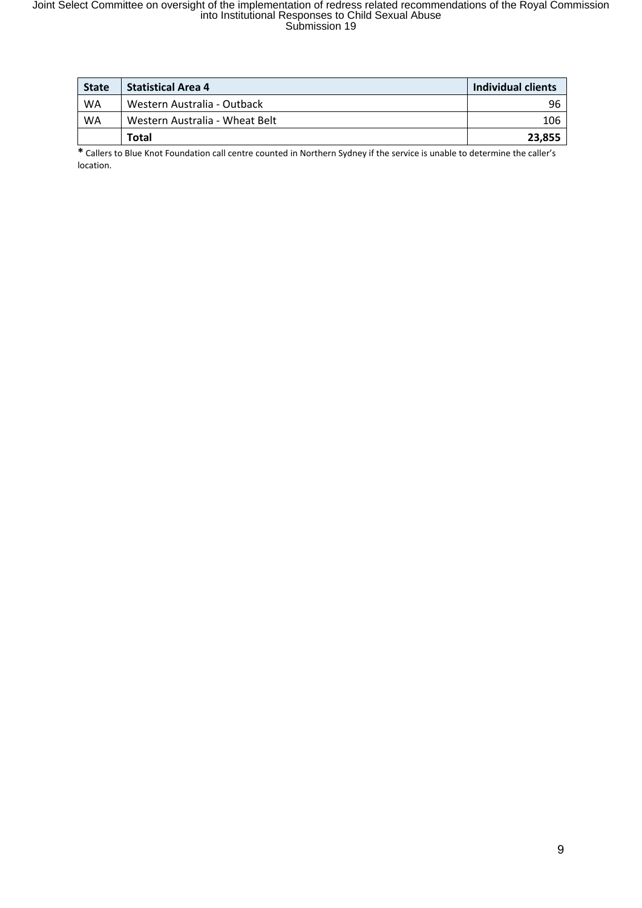| State | Statistical Area 4 | Individual clients |
| --- | --- | --- |
| WA | Western Australia - Outback | 96 |
| WA | Western Australia - Wheat Belt | 106 |
| | **Total** | **23,855** |

**\*** Callers to Blue Knot Foundation call centre counted in Northern Sydney if the service is unable to determine the caller's location.